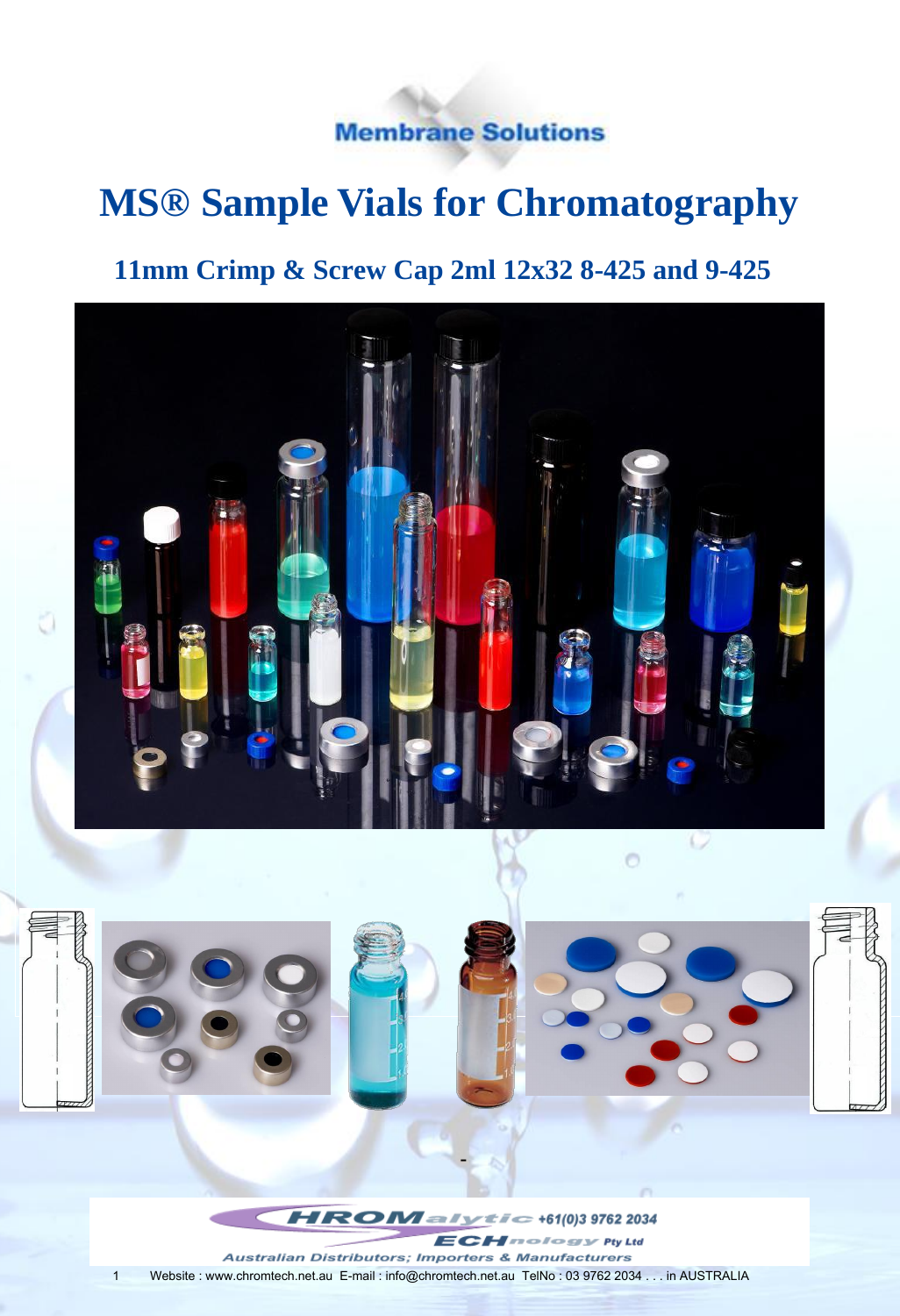Membrane Solutions

# MS® Sample Vials for Chromatography

## 11mm Crimp & Screw Cap 2ml 12x32 8-425 and 9-425

-

CHROMalytic TECHnology Pty Ltd +61(0)3 9762 2034

Australian Distributors; Importers & Manufacturers

Website : www.chromtech.net.au E-mail : info@chromtech.net.au TelNo : 03 9762 2034 . . . in AUSTRALIA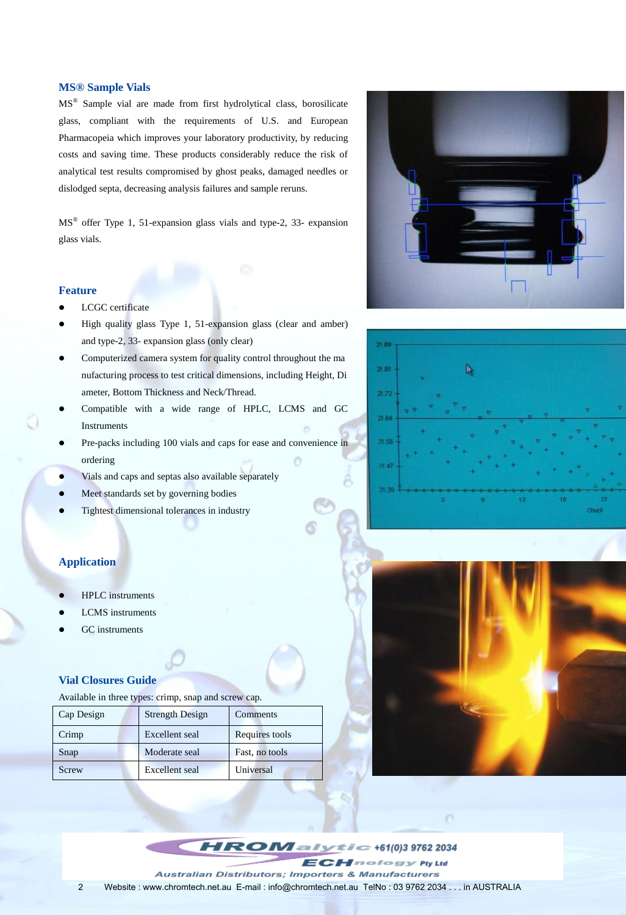## MS® Sample Vials

MS® Sample vial are made from first hydrolytical class, borosilicate glass, compliant with the requirements of U.S. and European Pharmacopeia which improves your laboratory productivity, by reducing costs and saving time. These products considerably reduce the risk of analytical test results compromised by ghost peaks, damaged needles or dislodged septa, decreasing analysis failures and sample reruns.

MS® offer Type 1, 51-expansion glass vials and type-2, 33- expansion glass vials.

## Feature

- LCGC certificate
- High quality glass Type 1, 51-expansion glass (clear and amber) and type-2, 33- expansion glass (only clear)
- Computerized camera system for quality control throughout the manufacturing process to test critical dimensions, including Height, Diameter, Bottom Thickness and Neck/Thread.
- Compatible with a wide range of HPLC, LCMS and GC Instruments
- Pre-packs including 100 vials and caps for ease and convenience in ordering
- Vials and caps and septas also available separately
- Meet standards set by governing bodies
- Tightest dimensional tolerances in industry

## Application

- HPLC instruments
- LCMS instruments
- GC instruments

## Vial Closures Guide

Available in three types: crimp, snap and screw cap.

| Cap Design | Strength Design | Comments |
|---|---|---|
| Crimp | Excellent seal | Requires tools |
| Snap | Moderate seal | Fast, no tools |
| Screw | Excellent seal | Universal |

CHROMalytic TECHnology Pty Ltd +61(0)3 9762 2034
Australian Distributors; Importers & Manufacturers

Website : www.chromtech.net.au E-mail : info@chromtech.net.au TelNo : 03 9762 2034 . . . in AUSTRALIA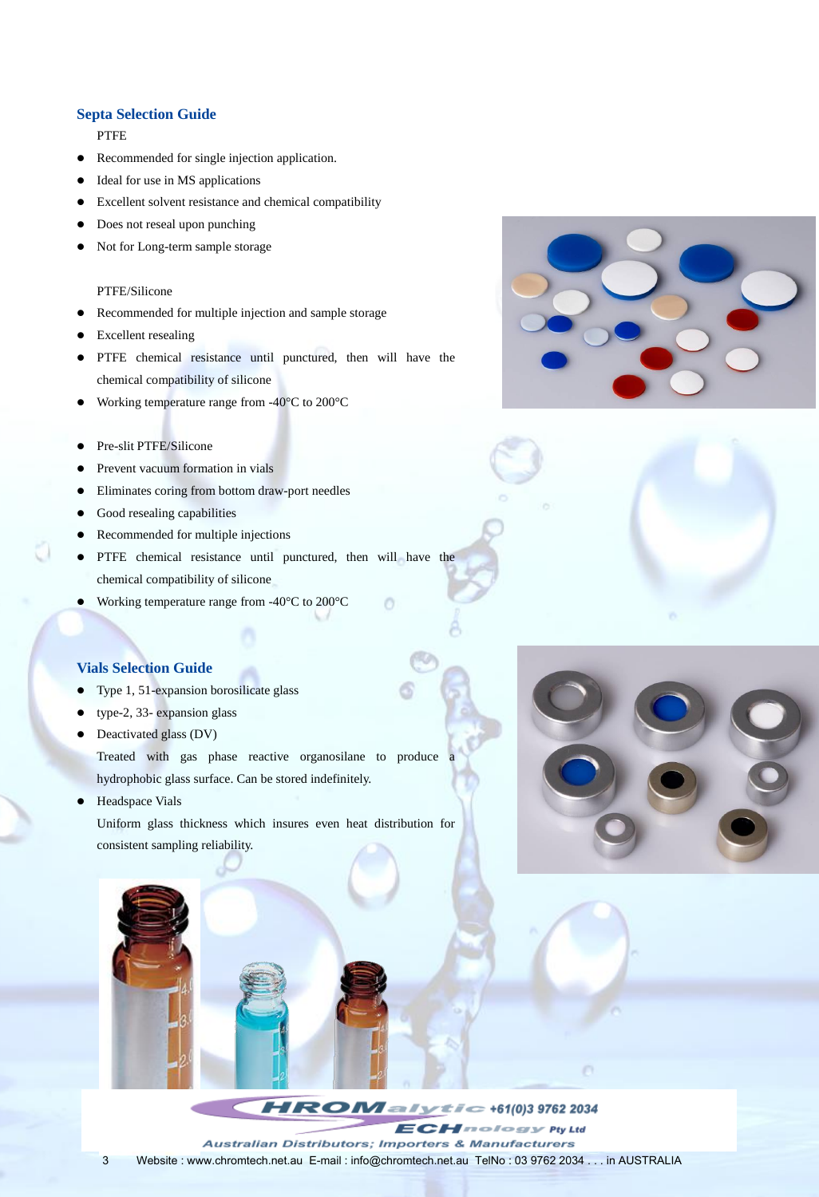## Septa Selection Guide

PTFE

- Recommended for single injection application.
- Ideal for use in MS applications
- Excellent solvent resistance and chemical compatibility
- Does not reseal upon punching
- Not for Long-term sample storage

PTFE/Silicone

- Recommended for multiple injection and sample storage
- Excellent resealing
- PTFE chemical resistance until punctured, then will have the chemical compatibility of silicone
- Working temperature range from -40°C to 200°C

- Pre-slit PTFE/Silicone
- Prevent vacuum formation in vials
- Eliminates coring from bottom draw-port needles
- Good resealing capabilities
- Recommended for multiple injections
- PTFE chemical resistance until punctured, then will have the chemical compatibility of silicone
- Working temperature range from -40°C to 200°C

## Vials Selection Guide

- Type 1, 51-expansion borosilicate glass
- type-2, 33- expansion glass
- Deactivated glass (DV)

  Treated with gas phase reactive organosilane to produce a hydrophobic glass surface. Can be stored indefinitely.
- Headspace Vials

  Uniform glass thickness which insures even heat distribution for consistent sampling reliability.

CHROMalytic +61(0)3 9762 2034
TECHnology Pty Ltd
Australian Distributors; Importers & Manufacturers

Website : www.chromtech.net.au E-mail : info@chromtech.net.au TelNo : 03 9762 2034 . . . in AUSTRALIA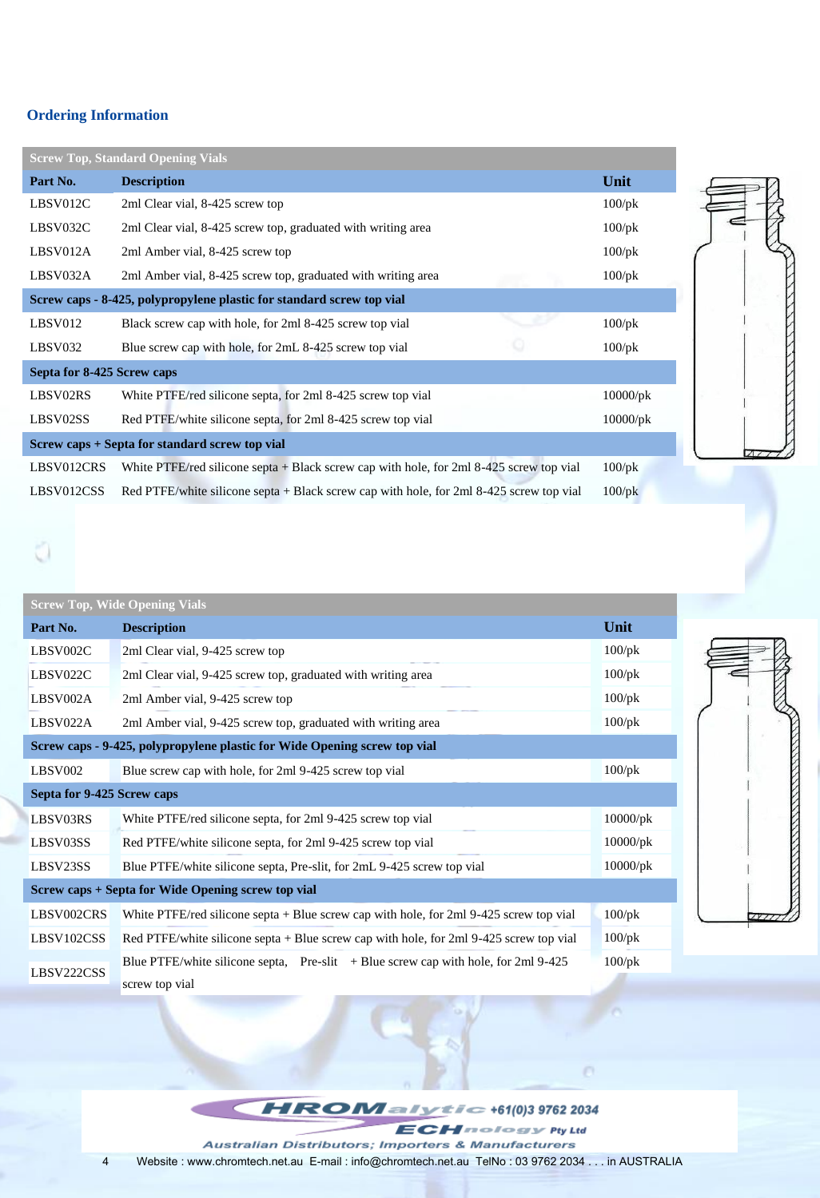## Ordering Information

| Screw Top, Standard Opening Vials | | |
|---|---|---|
| **Part No.** | **Description** | **Unit** |
| LBSV012C | 2ml Clear vial, 8-425 screw top | 100/pk |
| LBSV032C | 2ml Clear vial, 8-425 screw top, graduated with writing area | 100/pk |
| LBSV012A | 2ml Amber vial, 8-425 screw top | 100/pk |
| LBSV032A | 2ml Amber vial, 8-425 screw top, graduated with writing area | 100/pk |
| **Screw caps - 8-425, polypropylene plastic for standard screw top vial** | | |
| LBSV012 | Black screw cap with hole, for 2ml 8-425 screw top vial | 100/pk |
| LBSV032 | Blue screw cap with hole, for 2mL 8-425 screw top vial | 100/pk |
| **Septa for 8-425 Screw caps** | | |
| LBSV02RS | White PTFE/red silicone septa, for 2ml 8-425 screw top vial | 10000/pk |
| LBSV02SS | Red PTFE/white silicone septa, for 2ml 8-425 screw top vial | 10000/pk |
| **Screw caps + Septa for standard screw top vial** | | |
| LBSV012CRS | White PTFE/red silicone septa + Black screw cap with hole, for 2ml 8-425 screw top vial | 100/pk |
| LBSV012CSS | Red PTFE/white silicone septa + Black screw cap with hole, for 2ml 8-425 screw top vial | 100/pk |

| Screw Top, Wide Opening Vials | | |
|---|---|---|
| **Part No.** | **Description** | **Unit** |
| LBSV002C | 2ml Clear vial, 9-425 screw top | 100/pk |
| LBSV022C | 2ml Clear vial, 9-425 screw top, graduated with writing area | 100/pk |
| LBSV002A | 2ml Amber vial, 9-425 screw top | 100/pk |
| LBSV022A | 2ml Amber vial, 9-425 screw top, graduated with writing area | 100/pk |
| **Screw caps - 9-425, polypropylene plastic for Wide Opening screw top vial** | | |
| LBSV002 | Blue screw cap with hole, for 2ml 9-425 screw top vial | 100/pk |
| **Septa for 9-425 Screw caps** | | |
| LBSV03RS | White PTFE/red silicone septa, for 2ml 9-425 screw top vial | 10000/pk |
| LBSV03SS | Red PTFE/white silicone septa, for 2ml 9-425 screw top vial | 10000/pk |
| LBSV23SS | Blue PTFE/white silicone septa, Pre-slit, for 2mL 9-425 screw top vial | 10000/pk |
| **Screw caps + Septa for Wide Opening screw top vial** | | |
| LBSV002CRS | White PTFE/red silicone septa + Blue screw cap with hole, for 2ml 9-425 screw top vial | 100/pk |
| LBSV102CSS | Red PTFE/white silicone septa + Blue screw cap with hole, for 2ml 9-425 screw top vial | 100/pk |
| LBSV222CSS | Blue PTFE/white silicone septa, Pre-slit + Blue screw cap with hole, for 2ml 9-425 screw top vial | 100/pk |

CHROMalytic TECHnology Pty Ltd +61(0)3 9762 2034

Australian Distributors; Importers & Manufacturers

Website : www.chromtech.net.au E-mail : info@chromtech.net.au TelNo : 03 9762 2034 . . . in AUSTRALIA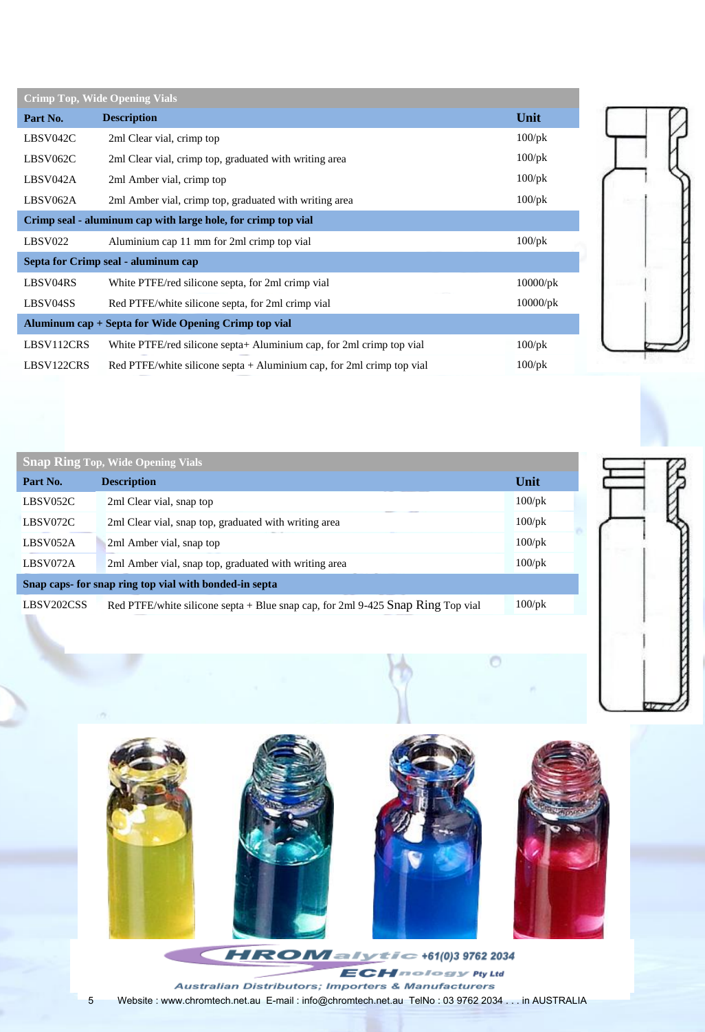## Crimp Top, Wide Opening Vials

| Part No. | Description | Unit |
|---|---|---|
| LBSV042C | 2ml Clear vial, crimp top | 100/pk |
| LBSV062C | 2ml Clear vial, crimp top, graduated with writing area | 100/pk |
| LBSV042A | 2ml Amber vial, crimp top | 100/pk |
| LBSV062A | 2ml Amber vial, crimp top, graduated with writing area | 100/pk |
| **Crimp seal - aluminum cap with large hole, for crimp top vial** | | |
| LBSV022 | Aluminium cap 11 mm for 2ml crimp top vial | 100/pk |
| **Septa for Crimp seal - aluminum cap** | | |
| LBSV04RS | White PTFE/red silicone septa, for 2ml crimp vial | 10000/pk |
| LBSV04SS | Red PTFE/white silicone septa, for 2ml crimp vial | 10000/pk |
| **Aluminum cap + Septa for Wide Opening Crimp top vial** | | |
| LBSV112CRS | White PTFE/red silicone septa+ Aluminium cap, for 2ml crimp top vial | 100/pk |
| LBSV122CRS | Red PTFE/white silicone septa + Aluminium cap, for 2ml crimp top vial | 100/pk |

## Snap Ring Top, Wide Opening Vials

| Part No. | Description | Unit |
|---|---|---|
| LBSV052C | 2ml Clear vial, snap top | 100/pk |
| LBSV072C | 2ml Clear vial, snap top, graduated with writing area | 100/pk |
| LBSV052A | 2ml Amber vial, snap top | 100/pk |
| LBSV072A | 2ml Amber vial, snap top, graduated with writing area | 100/pk |
| **Snap caps- for snap ring top vial with bonded-in septa** | | |
| LBSV202CSS | Red PTFE/white silicone septa + Blue snap cap, for 2ml 9-425 Snap Ring Top vial | 100/pk |

CHROMalytic +61(0)3 9762 2034
TECHnology Pty Ltd
Australian Distributors; Importers & Manufacturers

Website : www.chromtech.net.au E-mail : info@chromtech.net.au TelNo : 03 9762 2034 . . . in AUSTRALIA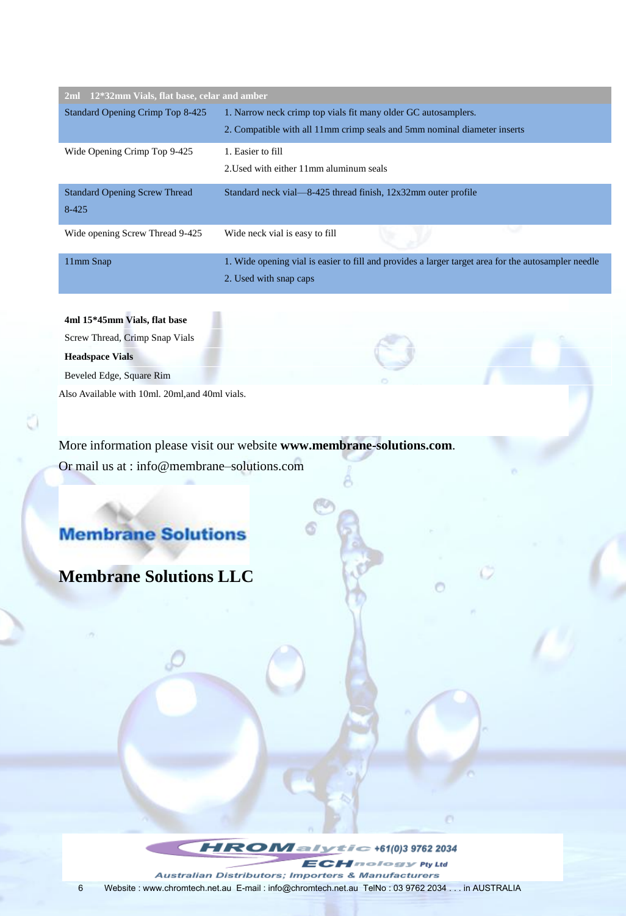| 2ml 12*32mm Vials, flat base, celar and amber | |
|---|---|
| Standard Opening Crimp Top 8-425 | 1. Narrow neck crimp top vials fit many older GC autosamplers.<br>2. Compatible with all 11mm crimp seals and 5mm nominal diameter inserts |
| Wide Opening Crimp Top 9-425 | 1. Easier to fill<br>2.Used with either 11mm aluminum seals |
| Standard Opening Screw Thread 8-425 | Standard neck vial—8-425 thread finish, 12x32mm outer profile |
| Wide opening Screw Thread 9-425 | Wide neck vial is easy to fill |
| 11mm Snap | 1. Wide opening vial is easier to fill and provides a larger target area for the autosampler needle<br>2. Used with snap caps |

**4ml 15*45mm Vials, flat base**

Screw Thread, Crimp Snap Vials

**Headspace Vials**

Beveled Edge, Square Rim

Also Available with 10ml. 20ml,and 40ml vials.

More information please visit our website **www.membrane-solutions.com**.

Or mail us at : info@membrane–solutions.com

Membrane Solutions

# Membrane Solutions LLC

CHROMalytic TECHnology Pty Ltd +61(0)3 9762 2034

Australian Distributors; Importers & Manufacturers

Website : www.chromtech.net.au E-mail : info@chromtech.net.au TelNo : 03 9762 2034 . . . in AUSTRALIA